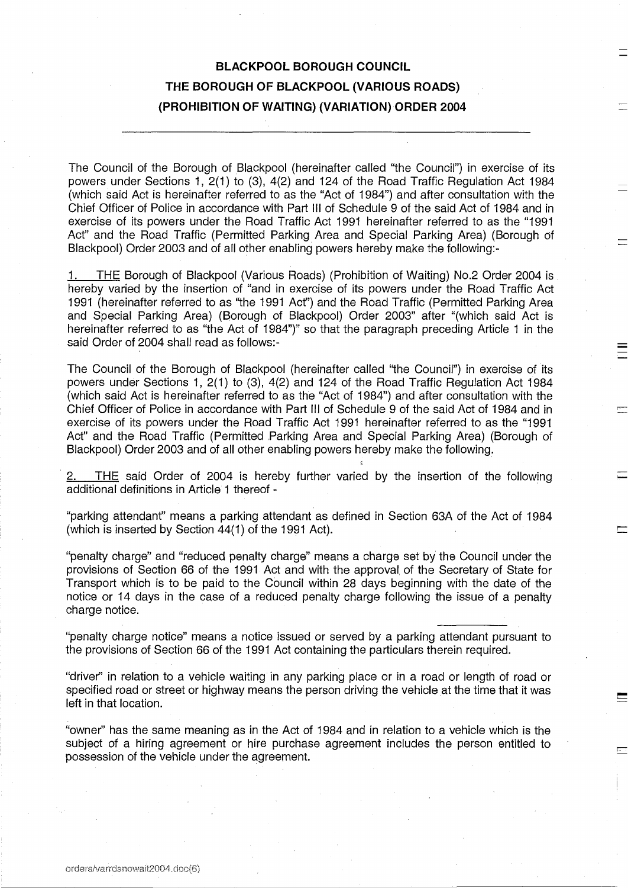# BLACKPOOL BOROUGH COUNCIL
# THE BOROUGH OF BLACKPOOL (VARIOUS ROADS) (PROHIBITION OF WAITING) (VARIATION) ORDER 2004

---

The Council of the Borough of Blackpool (hereinafter called "the Council") in exercise of its powers under Sections 1, 2(1) to (3), 4(2) and 124 of the Road Traffic Regulation Act 1984 (which said Act is hereinafter referred to as the "Act of 1984") and after consultation with the Chief Officer of Police in accordance with Part III of Schedule 9 of the said Act of 1984 and in exercise of its powers under the Road Traffic Act 1991 hereinafter referred to as the "1991 Act" and the Road Traffic (Permitted Parking Area and Special Parking Area) (Borough of Blackpool) Order 2003 and of all other enabling powers hereby make the following:-

1. THE Borough of Blackpool (Various Roads) (Prohibition of Waiting) No.2 Order 2004 is hereby varied by the insertion of "and in exercise of its powers under the Road Traffic Act 1991 (hereinafter referred to as "the 1991 Act") and the Road Traffic (Permitted Parking Area and Special Parking Area) (Borough of Blackpool) Order 2003" after "(which said Act is hereinafter referred to as "the Act of 1984")" so that the paragraph preceding Article 1 in the said Order of 2004 shall read as follows:-

The Council of the Borough of Blackpool (hereinafter called "the Council") in exercise of its powers under Sections 1, 2(1) to (3), 4(2) and 124 of the Road Traffic Regulation Act 1984 (which said Act is hereinafter referred to as the "Act of 1984") and after consultation with the Chief Officer of Police in accordance with Part III of Schedule 9 of the said Act of 1984 and in exercise of its powers under the Road Traffic Act 1991 hereinafter referred to as the "1991 Act" and the Road Traffic (Permitted Parking Area and Special Parking Area) (Borough of Blackpool) Order 2003 and of all other enabling powers hereby make the following.

2. THE said Order of 2004 is hereby further varied by the insertion of the following additional definitions in Article 1 thereof -

"parking attendant" means a parking attendant as defined in Section 63A of the Act of 1984 (which is inserted by Section 44(1) of the 1991 Act).

"penalty charge" and "reduced penalty charge" means a charge set by the Council under the provisions of Section 66 of the 1991 Act and with the approval of the Secretary of State for Transport which is to be paid to the Council within 28 days beginning with the date of the notice or 14 days in the case of a reduced penalty charge following the issue of a penalty charge notice.

"penalty charge notice" means a notice issued or served by a parking attendant pursuant to the provisions of Section 66 of the 1991 Act containing the particulars therein required.

"driver" in relation to a vehicle waiting in any parking place or in a road or length of road or specified road or street or highway means the person driving the vehicle at the time that it was left in that location.

"owner" has the same meaning as in the Act of 1984 and in relation to a vehicle which is the subject of a hiring agreement or hire purchase agreement includes the person entitled to possession of the vehicle under the agreement.

orders/varrdsnowait2004.doc(6)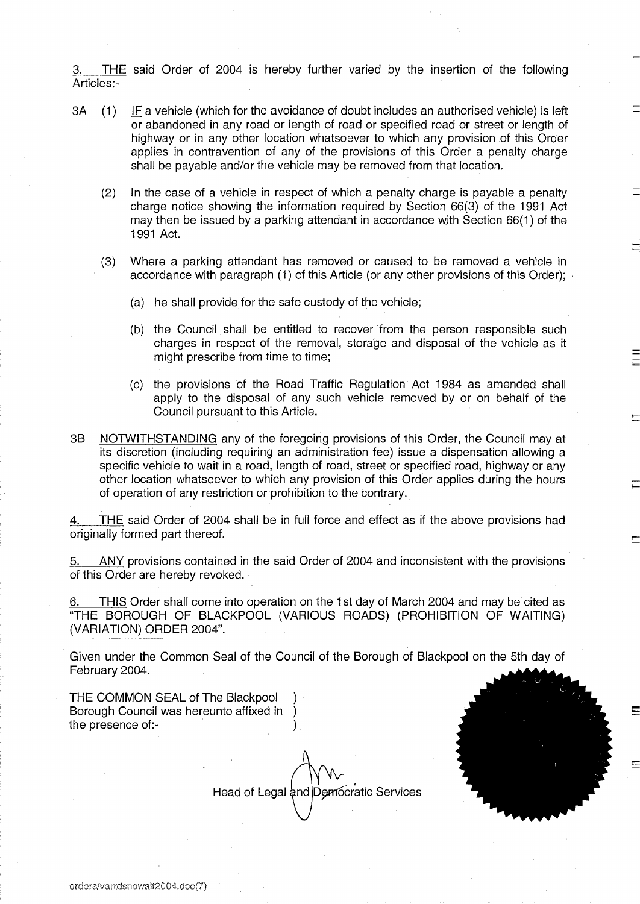3. THE said Order of 2004 is hereby further varied by the insertion of the following Articles:-

3A (1) IF a vehicle (which for the avoidance of doubt includes an authorised vehicle) is left or abandoned in any road or length of road or specified road or street or length of highway or in any other location whatsoever to which any provision of this Order applies in contravention of any of the provisions of this Order a penalty charge shall be payable and/or the vehicle may be removed from that location.

(2) In the case of a vehicle in respect of which a penalty charge is payable a penalty charge notice showing the information required by Section 66(3) of the 1991 Act may then be issued by a parking attendant in accordance with Section 66(1) of the 1991 Act.

(3) Where a parking attendant has removed or caused to be removed a vehicle in accordance with paragraph (1) of this Article (or any other provisions of this Order);

(a) he shall provide for the safe custody of the vehicle;

(b) the Council shall be entitled to recover from the person responsible such charges in respect of the removal, storage and disposal of the vehicle as it might prescribe from time to time;

(c) the provisions of the Road Traffic Regulation Act 1984 as amended shall apply to the disposal of any such vehicle removed by or on behalf of the Council pursuant to this Article.

3B NOTWITHSTANDING any of the foregoing provisions of this Order, the Council may at its discretion (including requiring an administration fee) issue a dispensation allowing a specific vehicle to wait in a road, length of road, street or specified road, highway or any other location whatsoever to which any provision of this Order applies during the hours of operation of any restriction or prohibition to the contrary.

4. THE said Order of 2004 shall be in full force and effect as if the above provisions had originally formed part thereof.

5. ANY provisions contained in the said Order of 2004 and inconsistent with the provisions of this Order are hereby revoked.

6. THIS Order shall come into operation on the 1st day of March 2004 and may be cited as "THE BOROUGH OF BLACKPOOL (VARIOUS ROADS) (PROHIBITION OF WAITING) (VARIATION) ORDER 2004".

Given under the Common Seal of the Council of the Borough of Blackpool on the 5th day of February 2004.

THE COMMON SEAL of The Blackpool Borough Council was hereunto affixed in the presence of:-

Head of Legal and Democratic Services

orders/varrdsnowait2004.doc(7)